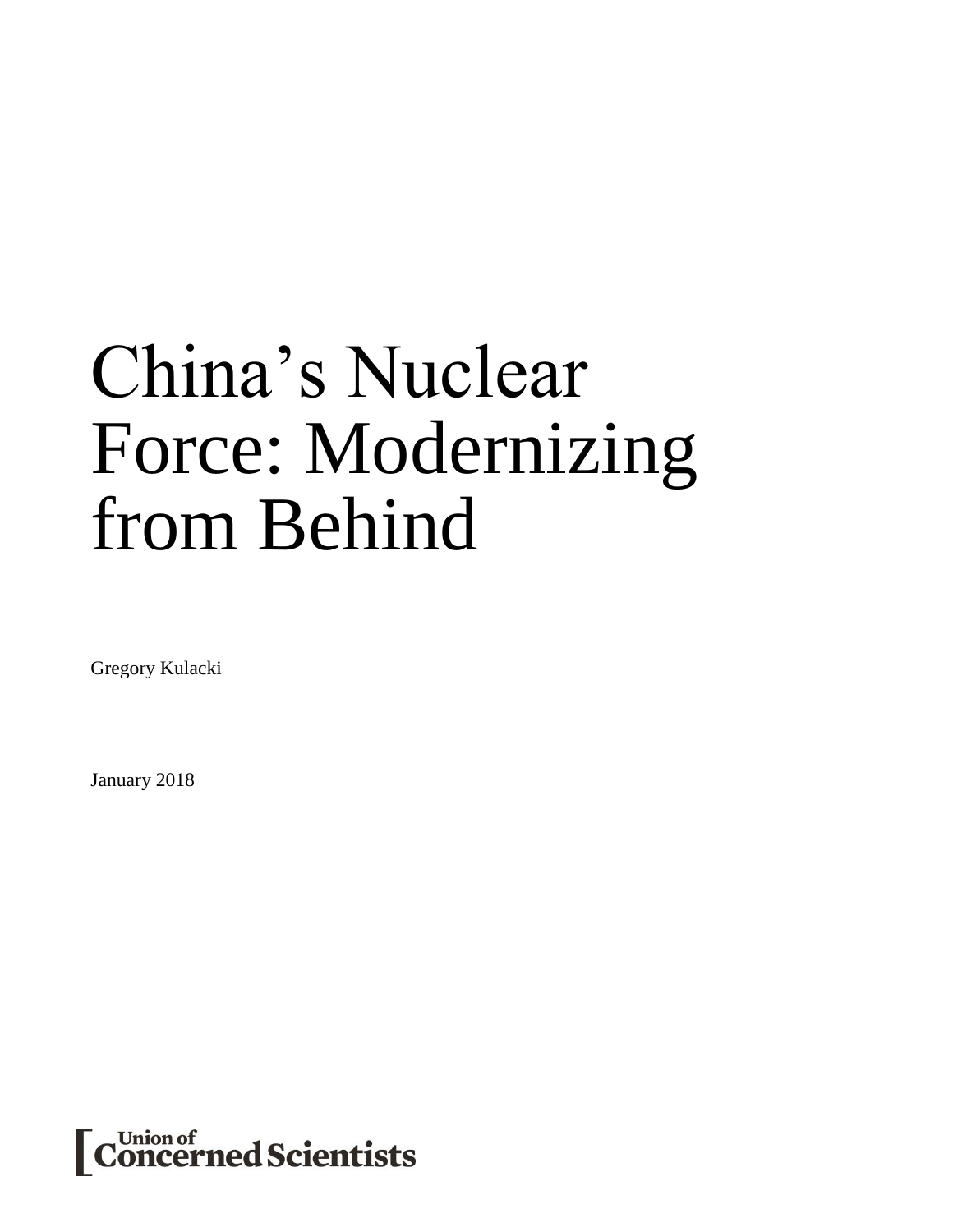# China's Nuclear Force: Modernizing from Behind

Gregory Kulacki

January 2018

Union of Concerned Scientists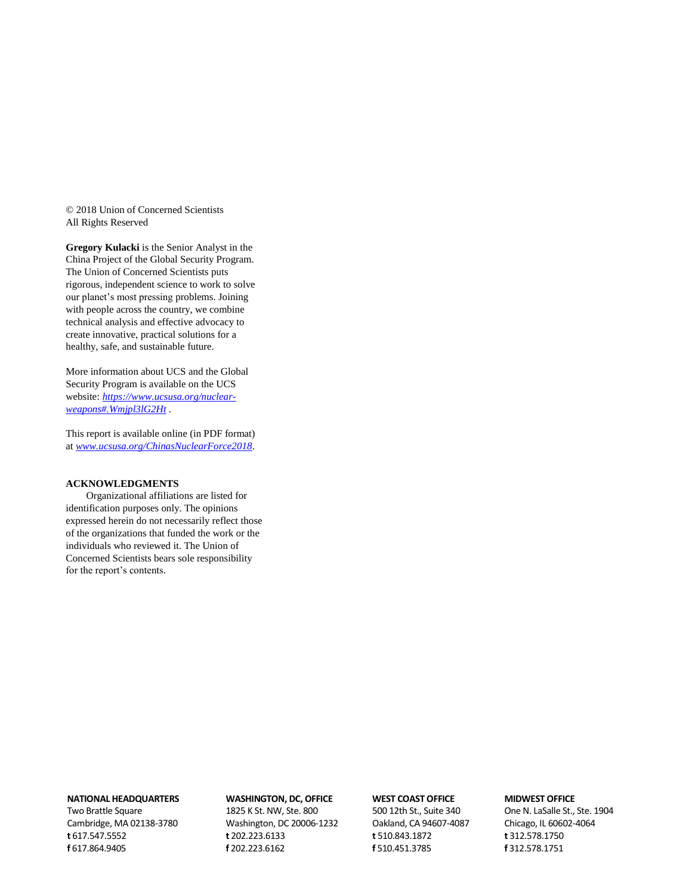© 2018 Union of Concerned Scientists
All Rights Reserved

**Gregory Kulacki** is the Senior Analyst in the China Project of the Global Security Program. The Union of Concerned Scientists puts rigorous, independent science to work to solve our planet's most pressing problems. Joining with people across the country, we combine technical analysis and effective advocacy to create innovative, practical solutions for a healthy, safe, and sustainable future.

More information about UCS and the Global Security Program is available on the UCS website: *[https://www.ucsusa.org/nuclear-weapons#.Wmjpl3lG2Ht](https://www.ucsusa.org/nuclear-weapons#.Wmjpl3lG2Ht)* .

This report is available online (in PDF format) at *[www.ucsusa.org/ChinasNuclearForce2018](http://www.ucsusa.org/ChinasNuclearForce2018)*.

**ACKNOWLEDGMENTS**

Organizational affiliations are listed for identification purposes only. The opinions expressed herein do not necessarily reflect those of the organizations that funded the work or the individuals who reviewed it. The Union of Concerned Scientists bears sole responsibility for the report's contents.

**NATIONAL HEADQUARTERS**
Two Brattle Square
Cambridge, MA 02138-3780
**t** 617.547.5552
**f** 617.864.9405

**WASHINGTON, DC, OFFICE**
1825 K St. NW, Ste. 800
Washington, DC 20006-1232
**t** 202.223.6133
**f** 202.223.6162

**WEST COAST OFFICE**
500 12th St., Suite 340
Oakland, CA 94607-4087
**t** 510.843.1872
**f** 510.451.3785

**MIDWEST OFFICE**
One N. LaSalle St., Ste. 1904
Chicago, IL 60602-4064
**t** 312.578.1750
**f** 312.578.1751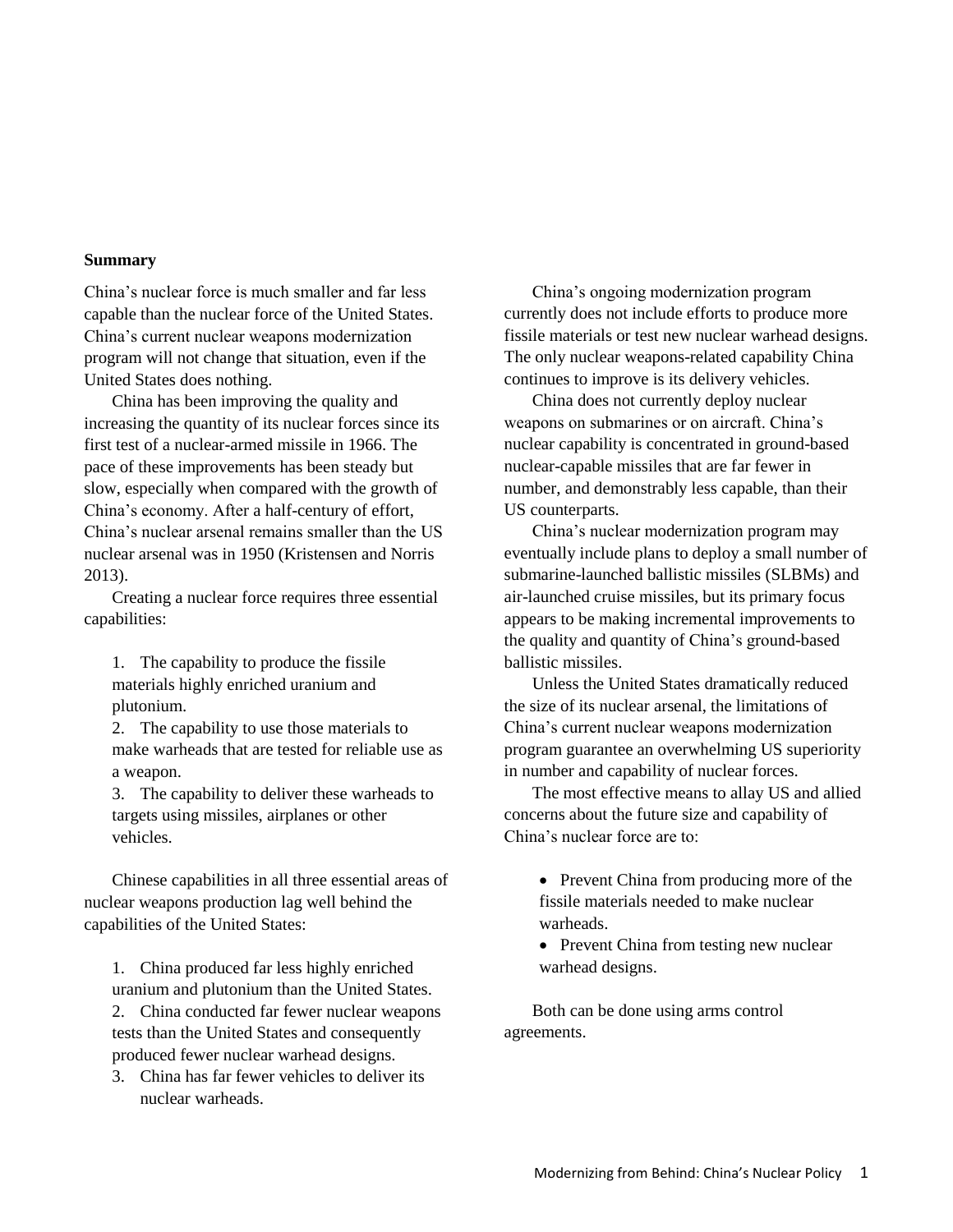**Summary**

China's nuclear force is much smaller and far less capable than the nuclear force of the United States. China's current nuclear weapons modernization program will not change that situation, even if the United States does nothing.

China has been improving the quality and increasing the quantity of its nuclear forces since its first test of a nuclear-armed missile in 1966. The pace of these improvements has been steady but slow, especially when compared with the growth of China's economy. After a half-century of effort, China's nuclear arsenal remains smaller than the US nuclear arsenal was in 1950 (Kristensen and Norris 2013).

Creating a nuclear force requires three essential capabilities:

1. The capability to produce the fissile materials highly enriched uranium and plutonium.
2. The capability to use those materials to make warheads that are tested for reliable use as a weapon.
3. The capability to deliver these warheads to targets using missiles, airplanes or other vehicles.

Chinese capabilities in all three essential areas of nuclear weapons production lag well behind the capabilities of the United States:

1. China produced far less highly enriched uranium and plutonium than the United States.
2. China conducted far fewer nuclear weapons tests than the United States and consequently produced fewer nuclear warhead designs.
3. China has far fewer vehicles to deliver its nuclear warheads.

China's ongoing modernization program currently does not include efforts to produce more fissile materials or test new nuclear warhead designs. The only nuclear weapons-related capability China continues to improve is its delivery vehicles.

China does not currently deploy nuclear weapons on submarines or on aircraft. China's nuclear capability is concentrated in ground-based nuclear-capable missiles that are far fewer in number, and demonstrably less capable, than their US counterparts.

China's nuclear modernization program may eventually include plans to deploy a small number of submarine-launched ballistic missiles (SLBMs) and air-launched cruise missiles, but its primary focus appears to be making incremental improvements to the quality and quantity of China's ground-based ballistic missiles.

Unless the United States dramatically reduced the size of its nuclear arsenal, the limitations of China's current nuclear weapons modernization program guarantee an overwhelming US superiority in number and capability of nuclear forces.

The most effective means to allay US and allied concerns about the future size and capability of China's nuclear force are to:

- Prevent China from producing more of the fissile materials needed to make nuclear warheads.
- Prevent China from testing new nuclear warhead designs.

Both can be done using arms control agreements.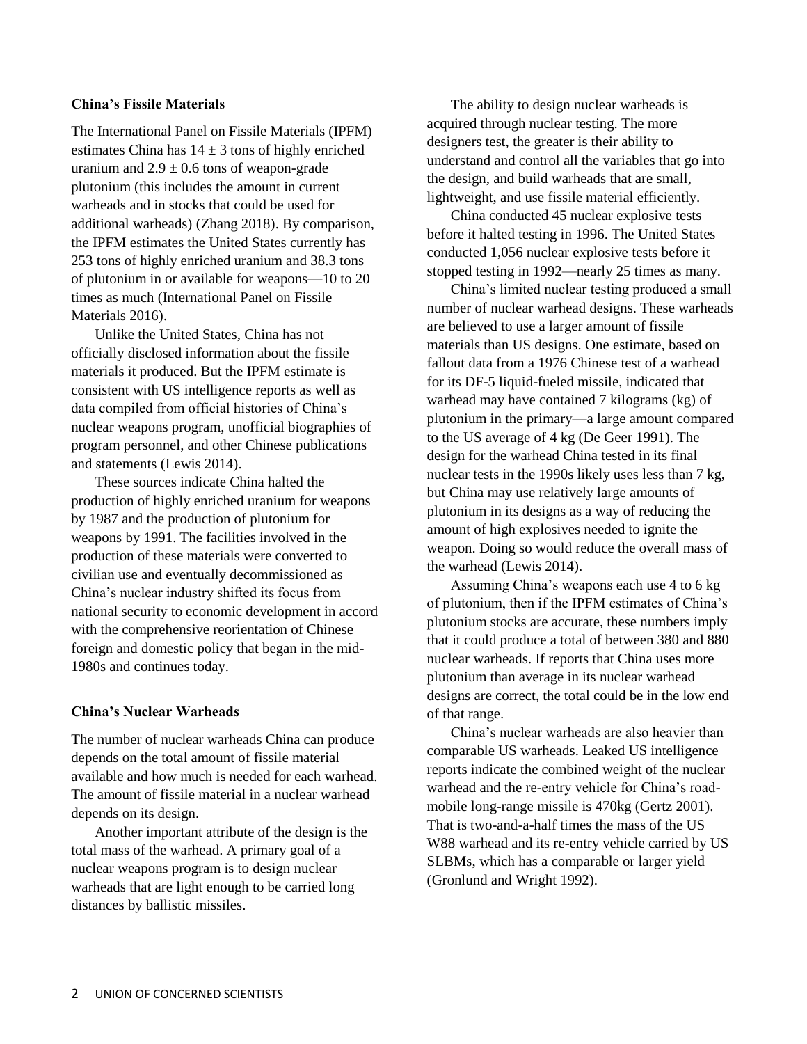## China's Fissile Materials

The International Panel on Fissile Materials (IPFM) estimates China has $14 \pm 3$ tons of highly enriched uranium and $2.9 \pm 0.6$ tons of weapon-grade plutonium (this includes the amount in current warheads and in stocks that could be used for additional warheads) (Zhang 2018). By comparison, the IPFM estimates the United States currently has 253 tons of highly enriched uranium and 38.3 tons of plutonium in or available for weapons—10 to 20 times as much (International Panel on Fissile Materials 2016).

Unlike the United States, China has not officially disclosed information about the fissile materials it produced. But the IPFM estimate is consistent with US intelligence reports as well as data compiled from official histories of China's nuclear weapons program, unofficial biographies of program personnel, and other Chinese publications and statements (Lewis 2014).

These sources indicate China halted the production of highly enriched uranium for weapons by 1987 and the production of plutonium for weapons by 1991. The facilities involved in the production of these materials were converted to civilian use and eventually decommissioned as China's nuclear industry shifted its focus from national security to economic development in accord with the comprehensive reorientation of Chinese foreign and domestic policy that began in the mid-1980s and continues today.

## China's Nuclear Warheads

The number of nuclear warheads China can produce depends on the total amount of fissile material available and how much is needed for each warhead. The amount of fissile material in a nuclear warhead depends on its design.

Another important attribute of the design is the total mass of the warhead. A primary goal of a nuclear weapons program is to design nuclear warheads that are light enough to be carried long distances by ballistic missiles.

The ability to design nuclear warheads is acquired through nuclear testing. The more designers test, the greater is their ability to understand and control all the variables that go into the design, and build warheads that are small, lightweight, and use fissile material efficiently.

China conducted 45 nuclear explosive tests before it halted testing in 1996. The United States conducted 1,056 nuclear explosive tests before it stopped testing in 1992—nearly 25 times as many.

China's limited nuclear testing produced a small number of nuclear warhead designs. These warheads are believed to use a larger amount of fissile materials than US designs. One estimate, based on fallout data from a 1976 Chinese test of a warhead for its DF-5 liquid-fueled missile, indicated that warhead may have contained 7 kilograms (kg) of plutonium in the primary—a large amount compared to the US average of 4 kg (De Geer 1991). The design for the warhead China tested in its final nuclear tests in the 1990s likely uses less than 7 kg, but China may use relatively large amounts of plutonium in its designs as a way of reducing the amount of high explosives needed to ignite the weapon. Doing so would reduce the overall mass of the warhead (Lewis 2014).

Assuming China's weapons each use 4 to 6 kg of plutonium, then if the IPFM estimates of China's plutonium stocks are accurate, these numbers imply that it could produce a total of between 380 and 880 nuclear warheads. If reports that China uses more plutonium than average in its nuclear warhead designs are correct, the total could be in the low end of that range.

China's nuclear warheads are also heavier than comparable US warheads. Leaked US intelligence reports indicate the combined weight of the nuclear warhead and the re-entry vehicle for China's road-mobile long-range missile is 470kg (Gertz 2001). That is two-and-a-half times the mass of the US W88 warhead and its re-entry vehicle carried by US SLBMs, which has a comparable or larger yield (Gronlund and Wright 1992).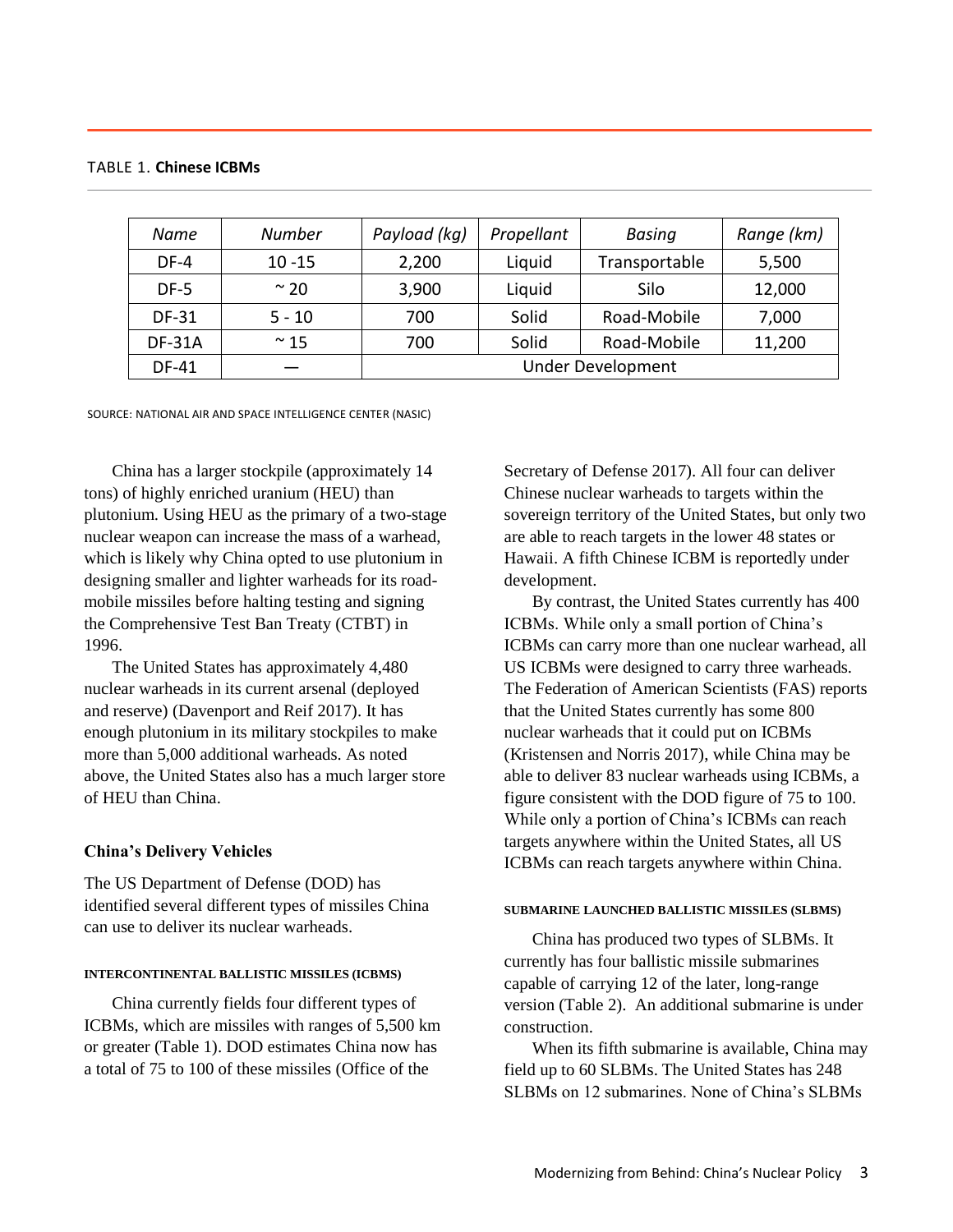TABLE 1. **Chinese ICBMs**

| *Name* | *Number* | *Payload (kg)* | *Propellant* | *Basing* | *Range (km)* |
|---|---|---|---|---|---|
| DF-4 | 10 -15 | 2,200 | Liquid | Transportable | 5,500 |
| DF-5 | ~ 20 | 3,900 | Liquid | Silo | 12,000 |
| DF-31 | 5 - 10 | 700 | Solid | Road-Mobile | 7,000 |
| DF-31A | ~ 15 | 700 | Solid | Road-Mobile | 11,200 |
| DF-41 | — | Under Development | | | |

SOURCE: NATIONAL AIR AND SPACE INTELLIGENCE CENTER (NASIC)

China has a larger stockpile (approximately 14 tons) of highly enriched uranium (HEU) than plutonium. Using HEU as the primary of a two-stage nuclear weapon can increase the mass of a warhead, which is likely why China opted to use plutonium in designing smaller and lighter warheads for its road-mobile missiles before halting testing and signing the Comprehensive Test Ban Treaty (CTBT) in 1996.

The United States has approximately 4,480 nuclear warheads in its current arsenal (deployed and reserve) (Davenport and Reif 2017). It has enough plutonium in its military stockpiles to make more than 5,000 additional warheads. As noted above, the United States also has a much larger store of HEU than China.

### China's Delivery Vehicles

The US Department of Defense (DOD) has identified several different types of missiles China can use to deliver its nuclear warheads.

#### INTERCONTINENTAL BALLISTIC MISSILES (ICBMS)

China currently fields four different types of ICBMs, which are missiles with ranges of 5,500 km or greater (Table 1). DOD estimates China now has a total of 75 to 100 of these missiles (Office of the Secretary of Defense 2017). All four can deliver Chinese nuclear warheads to targets within the sovereign territory of the United States, but only two are able to reach targets in the lower 48 states or Hawaii. A fifth Chinese ICBM is reportedly under development.

By contrast, the United States currently has 400 ICBMs. While only a small portion of China's ICBMs can carry more than one nuclear warhead, all US ICBMs were designed to carry three warheads. The Federation of American Scientists (FAS) reports that the United States currently has some 800 nuclear warheads that it could put on ICBMs (Kristensen and Norris 2017), while China may be able to deliver 83 nuclear warheads using ICBMs, a figure consistent with the DOD figure of 75 to 100. While only a portion of China's ICBMs can reach targets anywhere within the United States, all US ICBMs can reach targets anywhere within China.

#### SUBMARINE LAUNCHED BALLISTIC MISSILES (SLBMS)

China has produced two types of SLBMs. It currently has four ballistic missile submarines capable of carrying 12 of the later, long-range version (Table 2). An additional submarine is under construction.

When its fifth submarine is available, China may field up to 60 SLBMs. The United States has 248 SLBMs on 12 submarines. None of China's SLBMs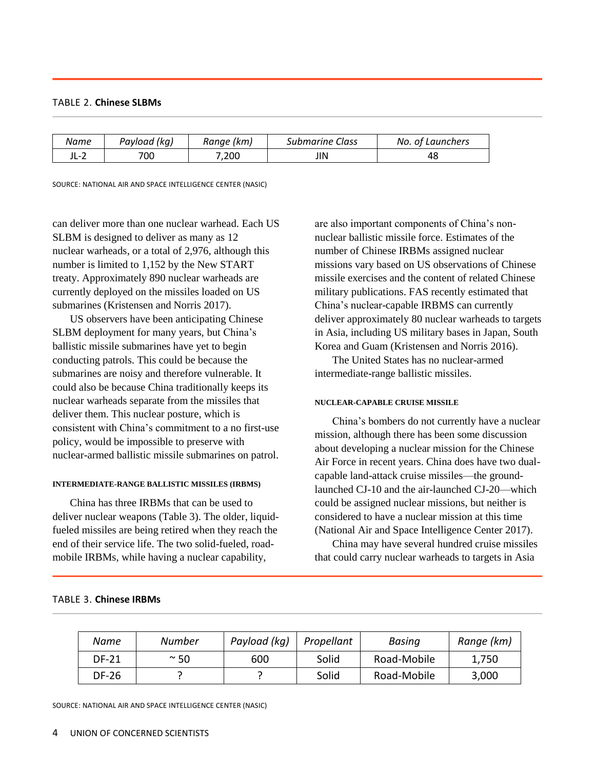TABLE 2. **Chinese SLBMs**

| *Name* | *Payload (kg)* | *Range (km)* | *Submarine Class* | *No. of Launchers* |
|---|---|---|---|---|
| JL-2 | 700 | 7,200 | JIN | 48 |

SOURCE: NATIONAL AIR AND SPACE INTELLIGENCE CENTER (NASIC)

can deliver more than one nuclear warhead. Each US SLBM is designed to deliver as many as 12 nuclear warheads, or a total of 2,976, although this number is limited to 1,152 by the New START treaty. Approximately 890 nuclear warheads are currently deployed on the missiles loaded on US submarines (Kristensen and Norris 2017).

US observers have been anticipating Chinese SLBM deployment for many years, but China's ballistic missile submarines have yet to begin conducting patrols. This could be because the submarines are noisy and therefore vulnerable. It could also be because China traditionally keeps its nuclear warheads separate from the missiles that deliver them. This nuclear posture, which is consistent with China's commitment to a no first-use policy, would be impossible to preserve with nuclear-armed ballistic missile submarines on patrol.

#### INTERMEDIATE-RANGE BALLISTIC MISSILES (IRBMS)

China has three IRBMs that can be used to deliver nuclear weapons (Table 3). The older, liquid-fueled missiles are being retired when they reach the end of their service life. The two solid-fueled, road-mobile IRBMs, while having a nuclear capability, are also important components of China's non-nuclear ballistic missile force. Estimates of the number of Chinese IRBMs assigned nuclear missions vary based on US observations of Chinese missile exercises and the content of related Chinese military publications. FAS recently estimated that China's nuclear-capable IRBMS can currently deliver approximately 80 nuclear warheads to targets in Asia, including US military bases in Japan, South Korea and Guam (Kristensen and Norris 2016).

The United States has no nuclear-armed intermediate-range ballistic missiles.

#### NUCLEAR-CAPABLE CRUISE MISSILE

China's bombers do not currently have a nuclear mission, although there has been some discussion about developing a nuclear mission for the Chinese Air Force in recent years. China does have two dual-capable land-attack cruise missiles—the ground-launched CJ-10 and the air-launched CJ-20—which could be assigned nuclear missions, but neither is considered to have a nuclear mission at this time (National Air and Space Intelligence Center 2017).

China may have several hundred cruise missiles that could carry nuclear warheads to targets in Asia

TABLE 3. **Chinese IRBMs**

| *Name* | *Number* | *Payload (kg)* | *Propellant* | *Basing* | *Range (km)* |
|---|---|---|---|---|---|
| DF-21 | ~ 50 | 600 | Solid | Road-Mobile | 1,750 |
| DF-26 | ? | ? | Solid | Road-Mobile | 3,000 |

SOURCE: NATIONAL AIR AND SPACE INTELLIGENCE CENTER (NASIC)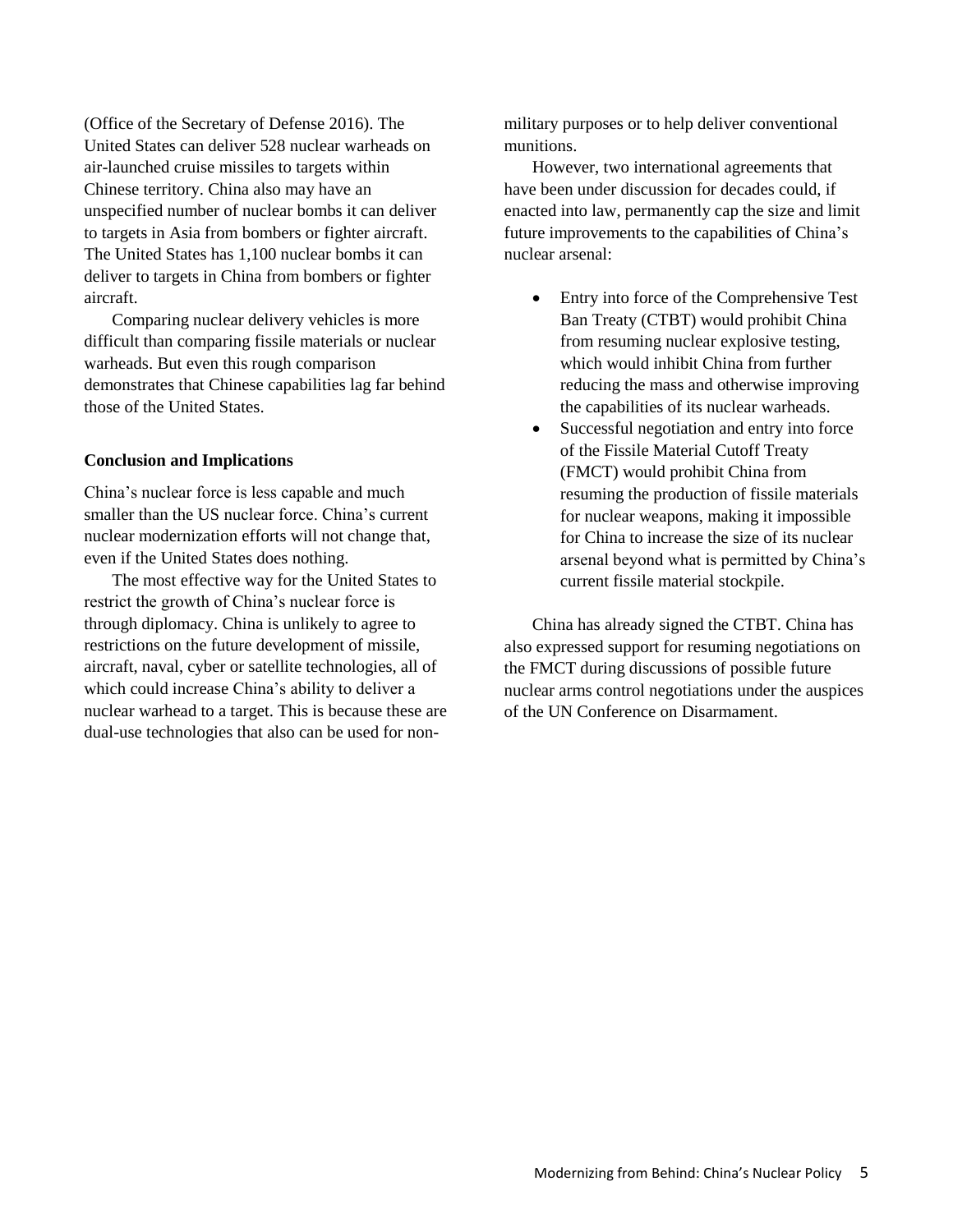(Office of the Secretary of Defense 2016). The United States can deliver 528 nuclear warheads on air-launched cruise missiles to targets within Chinese territory. China also may have an unspecified number of nuclear bombs it can deliver to targets in Asia from bombers or fighter aircraft. The United States has 1,100 nuclear bombs it can deliver to targets in China from bombers or fighter aircraft.

Comparing nuclear delivery vehicles is more difficult than comparing fissile materials or nuclear warheads. But even this rough comparison demonstrates that Chinese capabilities lag far behind those of the United States.

**Conclusion and Implications**

China's nuclear force is less capable and much smaller than the US nuclear force. China's current nuclear modernization efforts will not change that, even if the United States does nothing.

The most effective way for the United States to restrict the growth of China's nuclear force is through diplomacy. China is unlikely to agree to restrictions on the future development of missile, aircraft, naval, cyber or satellite technologies, all of which could increase China's ability to deliver a nuclear warhead to a target. This is because these are dual-use technologies that also can be used for non-military purposes or to help deliver conventional munitions.

However, two international agreements that have been under discussion for decades could, if enacted into law, permanently cap the size and limit future improvements to the capabilities of China's nuclear arsenal:

- Entry into force of the Comprehensive Test Ban Treaty (CTBT) would prohibit China from resuming nuclear explosive testing, which would inhibit China from further reducing the mass and otherwise improving the capabilities of its nuclear warheads.
- Successful negotiation and entry into force of the Fissile Material Cutoff Treaty (FMCT) would prohibit China from resuming the production of fissile materials for nuclear weapons, making it impossible for China to increase the size of its nuclear arsenal beyond what is permitted by China's current fissile material stockpile.

China has already signed the CTBT. China has also expressed support for resuming negotiations on the FMCT during discussions of possible future nuclear arms control negotiations under the auspices of the UN Conference on Disarmament.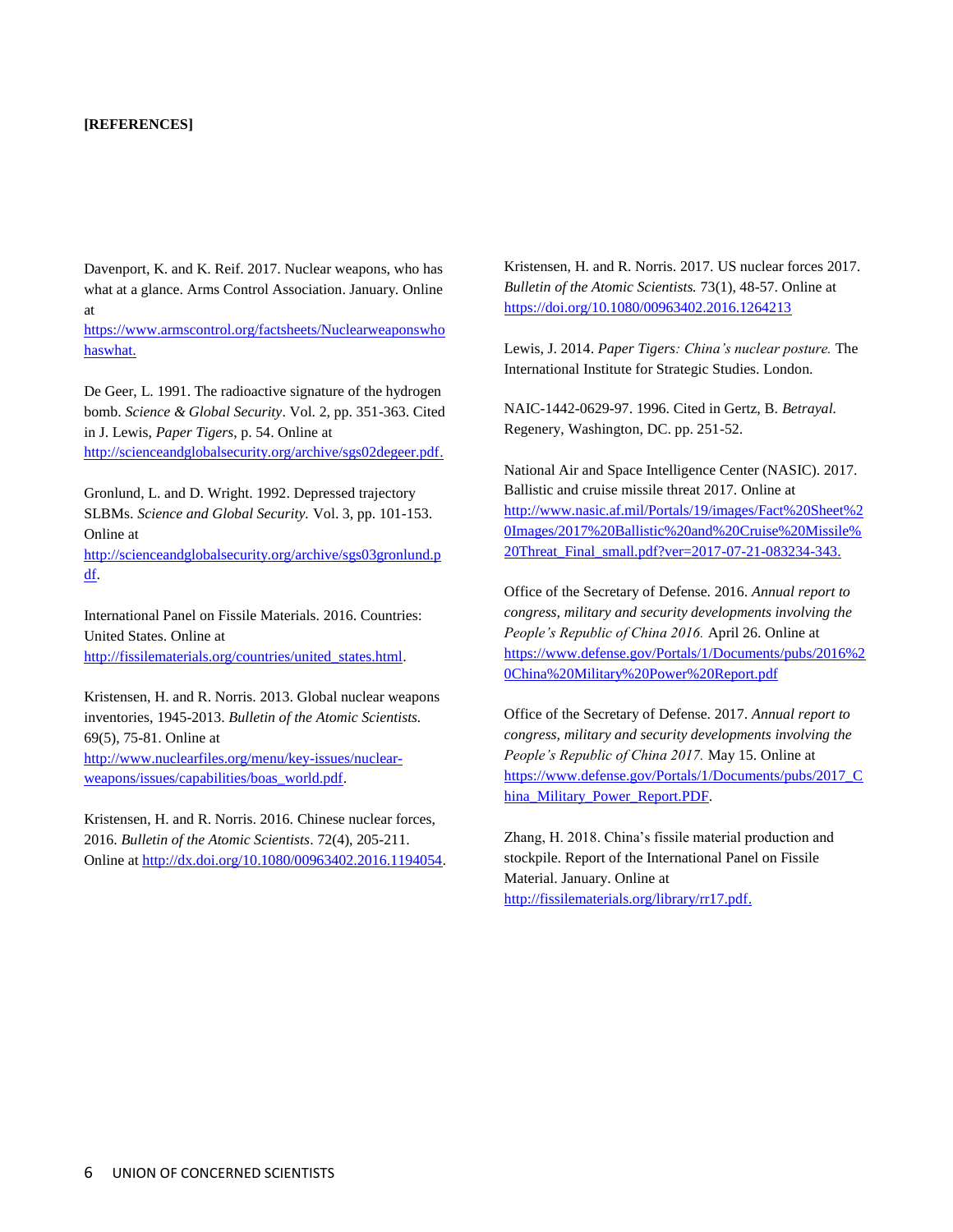**[REFERENCES]**

Davenport, K. and K. Reif. 2017. Nuclear weapons, who has what at a glance. Arms Control Association. January. Online at https://www.armscontrol.org/factsheets/Nuclearweaponswhohaswhat.

De Geer, L. 1991. The radioactive signature of the hydrogen bomb. *Science & Global Security*. Vol. 2, pp. 351-363. Cited in J. Lewis, *Paper Tigers*, p. 54. Online at http://scienceandglobalsecurity.org/archive/sgs02degeer.pdf.

Gronlund, L. and D. Wright. 1992. Depressed trajectory SLBMs. *Science and Global Security.* Vol. 3, pp. 101-153. Online at http://scienceandglobalsecurity.org/archive/sgs03gronlund.pdf.

International Panel on Fissile Materials. 2016. Countries: United States. Online at http://fissilematerials.org/countries/united_states.html.

Kristensen, H. and R. Norris. 2013. Global nuclear weapons inventories, 1945-2013. *Bulletin of the Atomic Scientists.* 69(5), 75-81. Online at http://www.nuclearfiles.org/menu/key-issues/nuclear-weapons/issues/capabilities/boas_world.pdf.

Kristensen, H. and R. Norris. 2016. Chinese nuclear forces, 2016. *Bulletin of the Atomic Scientists*. 72(4), 205-211. Online at http://dx.doi.org/10.1080/00963402.2016.1194054.

Kristensen, H. and R. Norris. 2017. US nuclear forces 2017. *Bulletin of the Atomic Scientists.* 73(1), 48-57. Online at https://doi.org/10.1080/00963402.2016.1264213

Lewis, J. 2014. *Paper Tigers: China's nuclear posture.* The International Institute for Strategic Studies. London.

NAIC-1442-0629-97. 1996. Cited in Gertz, B. *Betrayal.* Regenery, Washington, DC. pp. 251-52.

National Air and Space Intelligence Center (NASIC). 2017. Ballistic and cruise missile threat 2017. Online at http://www.nasic.af.mil/Portals/19/images/Fact%20Sheet%20Images/2017%20Ballistic%20and%20Cruise%20Missile%20Threat_Final_small.pdf?ver=2017-07-21-083234-343.

Office of the Secretary of Defense. 2016. *Annual report to congress, military and security developments involving the People's Republic of China 2016.* April 26. Online at https://www.defense.gov/Portals/1/Documents/pubs/2016%20China%20Military%20Power%20Report.pdf

Office of the Secretary of Defense. 2017. *Annual report to congress, military and security developments involving the People's Republic of China 2017.* May 15. Online at https://www.defense.gov/Portals/1/Documents/pubs/2017_China_Military_Power_Report.PDF.

Zhang, H. 2018. China's fissile material production and stockpile. Report of the International Panel on Fissile Material. January. Online at http://fissilematerials.org/library/rr17.pdf.